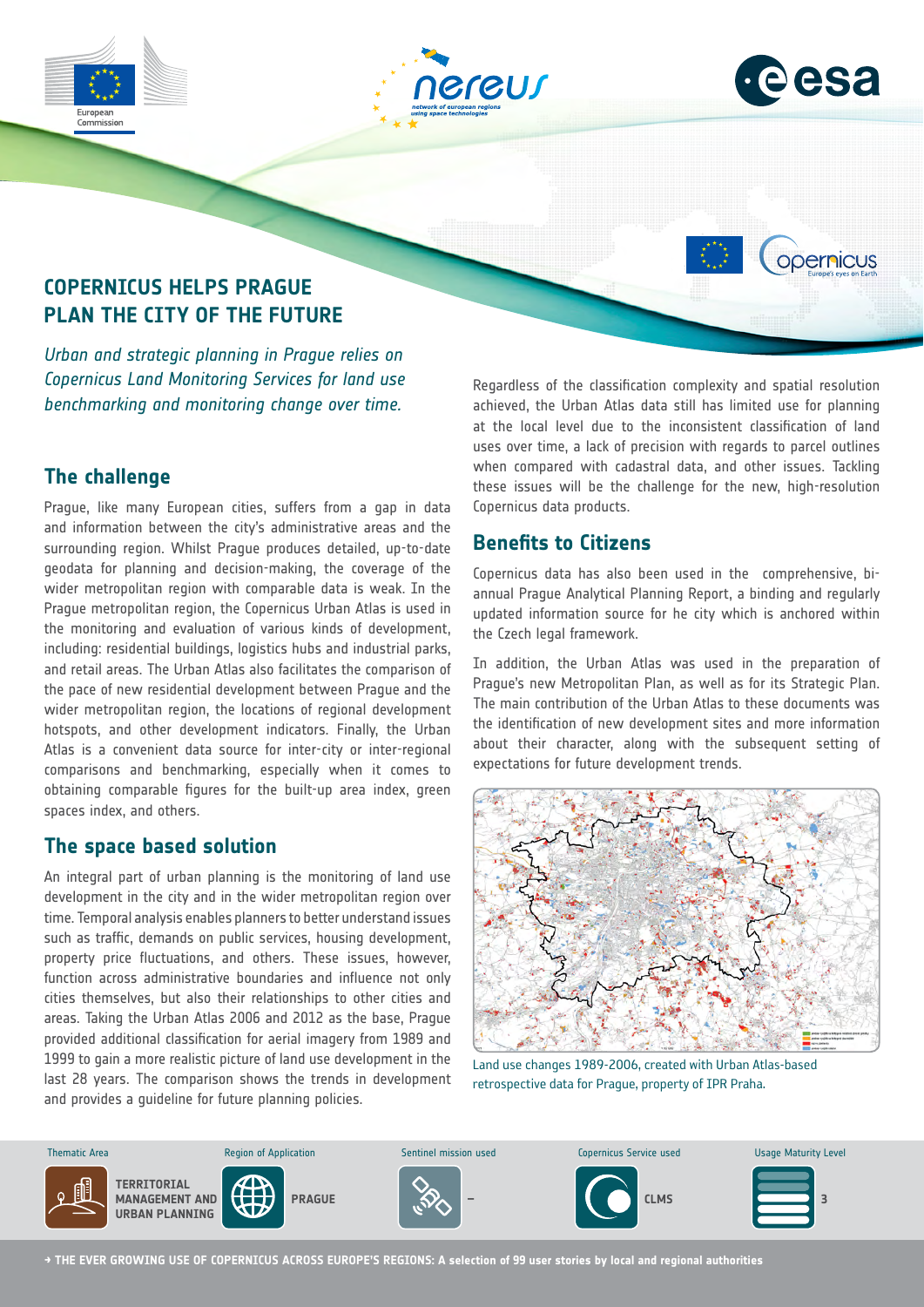# COPERNICUS HELPS PRAGUE PLAN THE CITY OF THE FUTURE

*Urban and strategic planning in Prague relies on Copernicus Land Monitoring Services for land use benchmarking and monitoring change over time.*

## The challenge

Prague, like many European cities, suffers from a gap in data and information between the city's administrative areas and the surrounding region. Whilst Prague produces detailed, up-to-date geodata for planning and decision-making, the coverage of the wider metropolitan region with comparable data is weak. In the Prague metropolitan region, the Copernicus Urban Atlas is used in the monitoring and evaluation of various kinds of development, including: residential buildings, logistics hubs and industrial parks, and retail areas. The Urban Atlas also facilitates the comparison of the pace of new residential development between Prague and the wider metropolitan region, the locations of regional development hotspots, and other development indicators. Finally, the Urban Atlas is a convenient data source for inter-city or inter-regional comparisons and benchmarking, especially when it comes to obtaining comparable figures for the built-up area index, green spaces index, and others.

## The space based solution

An integral part of urban planning is the monitoring of land use development in the city and in the wider metropolitan region over time. Temporal analysis enables planners to better understand issues such as traffic, demands on public services, housing development, property price fluctuations, and others. These issues, however, function across administrative boundaries and influence not only cities themselves, but also their relationships to other cities and areas. Taking the Urban Atlas 2006 and 2012 as the base, Prague provided additional classification for aerial imagery from 1989 and 1999 to gain a more realistic picture of land use development in the last 28 years. The comparison shows the trends in development and provides a guideline for future planning policies.

Regardless of the classification complexity and spatial resolution achieved, the Urban Atlas data still has limited use for planning at the local level due to the inconsistent classification of land uses over time, a lack of precision with regards to parcel outlines when compared with cadastral data, and other issues. Tackling these issues will be the challenge for the new, high-resolution Copernicus data products.

## Benefits to Citizens

Copernicus data has also been used in the comprehensive, bi-annual Prague Analytical Planning Report, a binding and regularly updated information source for he city which is anchored within the Czech legal framework.

In addition, the Urban Atlas was used in the preparation of Prague's new Metropolitan Plan, as well as for its Strategic Plan. The main contribution of the Urban Atlas to these documents was the identification of new development sites and more information about their character, along with the subsequent setting of expectations for future development trends.

Land use changes 1989-2006, created with Urban Atlas-based retrospective data for Prague, property of IPR Praha.

| Thematic Area | Region of Application | Sentinel mission used | Copernicus Service used | Usage Maturity Level |
|---|---|---|---|---|
| TERRITORIAL MANAGEMENT AND URBAN PLANNING | PRAGUE | – | CLMS | 3 |

→ THE EVER GROWING USE OF COPERNICUS ACROSS EUROPE'S REGIONS: A selection of 99 user stories by local and regional authorities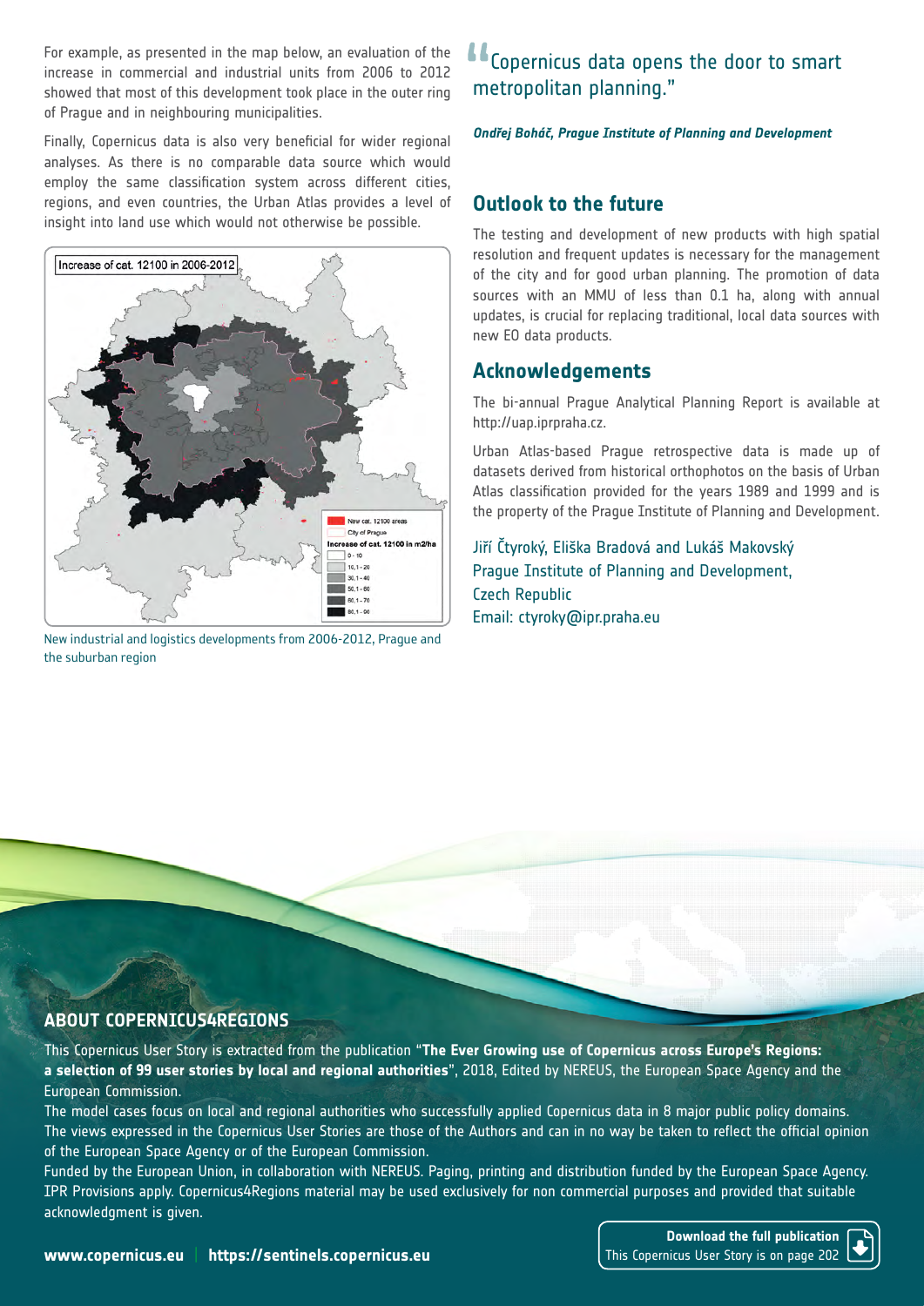For example, as presented in the map below, an evaluation of the increase in commercial and industrial units from 2006 to 2012 showed that most of this development took place in the outer ring of Prague and in neighbouring municipalities.

Finally, Copernicus data is also very beneficial for wider regional analyses. As there is no comparable data source which would employ the same classification system across different cities, regions, and even countries, the Urban Atlas provides a level of insight into land use which would not otherwise be possible.

Increase of cat. 12100 in 2006-2012

New cat. 12100 areas
City of Prague
Increase of cat. 12100 in m2/ha
0 - 10
10,1 - 20
30,1 - 40
50,1 - 60
60,1 - 70
80,1 - 90

New industrial and logistics developments from 2006-2012, Prague and the suburban region

> "Copernicus data opens the door to smart metropolitan planning."
>
> ***Ondřej Boháč, Prague Institute of Planning and Development***

## Outlook to the future

The testing and development of new products with high spatial resolution and frequent updates is necessary for the management of the city and for good urban planning. The promotion of data sources with an MMU of less than 0.1 ha, along with annual updates, is crucial for replacing traditional, local data sources with new EO data products.

## Acknowledgements

The bi-annual Prague Analytical Planning Report is available at http://uap.iprpraha.cz.

Urban Atlas-based Prague retrospective data is made up of datasets derived from historical orthophotos on the basis of Urban Atlas classification provided for the years 1989 and 1999 and is the property of the Prague Institute of Planning and Development.

Jiří Čtyroký, Eliška Bradová and Lukáš Makovský
Prague Institute of Planning and Development,
Czech Republic
Email: ctyroky@ipr.praha.eu

## ABOUT COPERNICUS4REGIONS

This Copernicus User Story is extracted from the publication "**The Ever Growing use of Copernicus across Europe's Regions: a selection of 99 user stories by local and regional authorities**", 2018, Edited by NEREUS, the European Space Agency and the European Commission.
The model cases focus on local and regional authorities who successfully applied Copernicus data in 8 major public policy domains. The views expressed in the Copernicus User Stories are those of the Authors and can in no way be taken to reflect the official opinion of the European Space Agency or of the European Commission.
Funded by the European Union, in collaboration with NEREUS. Paging, printing and distribution funded by the European Space Agency. IPR Provisions apply. Copernicus4Regions material may be used exclusively for non commercial purposes and provided that suitable acknowledgment is given.

**www.copernicus.eu** | **https://sentinels.copernicus.eu**

**Download the full publication**
This Copernicus User Story is on page 202